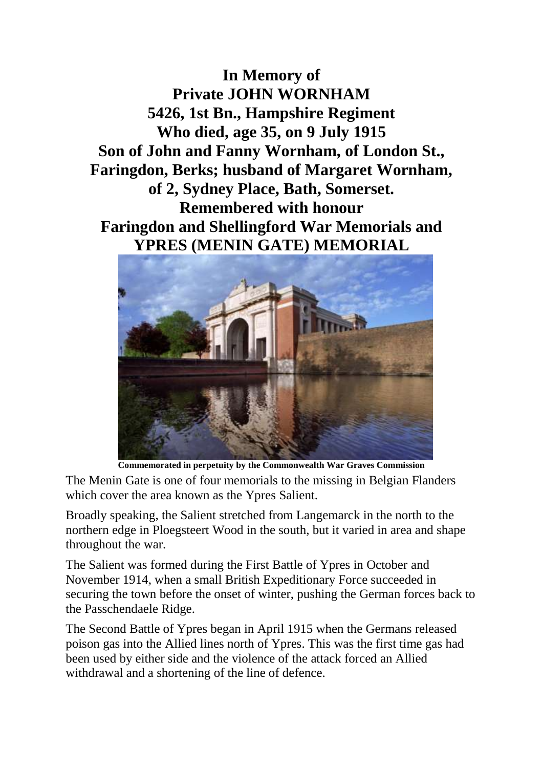**In Memory of**
**Private JOHN WORNHAM**
**5426, 1st Bn., Hampshire Regiment**
**Who died, age 35, on 9 July 1915**
**Son of John and Fanny Wornham, of London St., Faringdon, Berks; husband of Margaret Wornham, of 2, Sydney Place, Bath, Somerset.**
**Remembered with honour**
**Faringdon and Shellingford War Memorials and YPRES (MENIN GATE) MEMORIAL**

**Commemorated in perpetuity by the Commonwealth War Graves Commission**

The Menin Gate is one of four memorials to the missing in Belgian Flanders which cover the area known as the Ypres Salient.

Broadly speaking, the Salient stretched from Langemarck in the north to the northern edge in Ploegsteert Wood in the south, but it varied in area and shape throughout the war.

The Salient was formed during the First Battle of Ypres in October and November 1914, when a small British Expeditionary Force succeeded in securing the town before the onset of winter, pushing the German forces back to the Passchendaele Ridge.

The Second Battle of Ypres began in April 1915 when the Germans released poison gas into the Allied lines north of Ypres. This was the first time gas had been used by either side and the violence of the attack forced an Allied withdrawal and a shortening of the line of defence.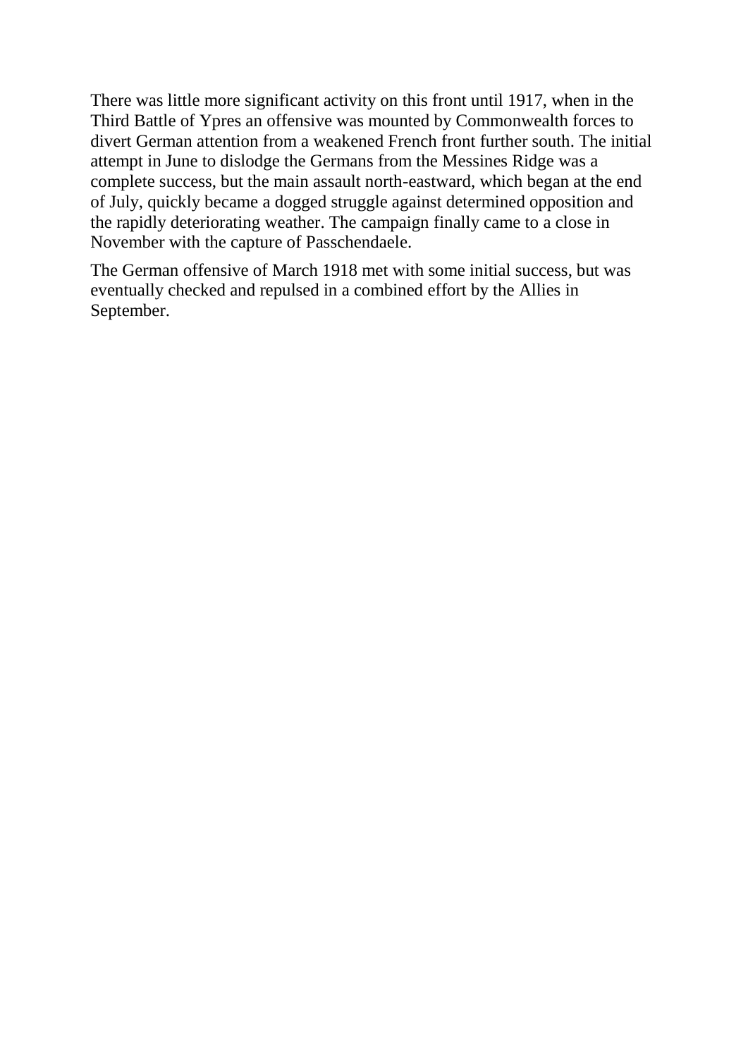There was little more significant activity on this front until 1917, when in the Third Battle of Ypres an offensive was mounted by Commonwealth forces to divert German attention from a weakened French front further south. The initial attempt in June to dislodge the Germans from the Messines Ridge was a complete success, but the main assault north-eastward, which began at the end of July, quickly became a dogged struggle against determined opposition and the rapidly deteriorating weather. The campaign finally came to a close in November with the capture of Passchendaele.

The German offensive of March 1918 met with some initial success, but was eventually checked and repulsed in a combined effort by the Allies in September.